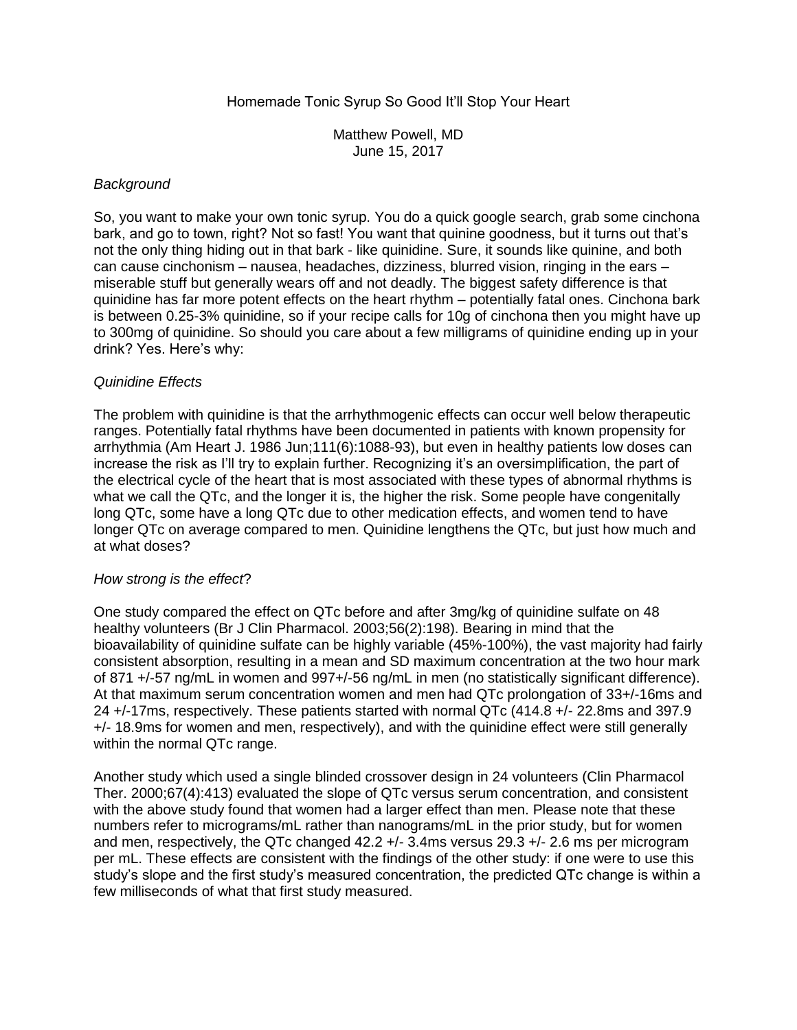# Homemade Tonic Syrup So Good It'll Stop Your Heart

Matthew Powell, MD
June 15, 2017

## *Background*

So, you want to make your own tonic syrup. You do a quick google search, grab some cinchona bark, and go to town, right? Not so fast! You want that quinine goodness, but it turns out that's not the only thing hiding out in that bark - like quinidine. Sure, it sounds like quinine, and both can cause cinchonism – nausea, headaches, dizziness, blurred vision, ringing in the ears – miserable stuff but generally wears off and not deadly. The biggest safety difference is that quinidine has far more potent effects on the heart rhythm – potentially fatal ones. Cinchona bark is between 0.25-3% quinidine, so if your recipe calls for 10g of cinchona then you might have up to 300mg of quinidine. So should you care about a few milligrams of quinidine ending up in your drink? Yes. Here's why:

## *Quinidine Effects*

The problem with quinidine is that the arrhythmogenic effects can occur well below therapeutic ranges. Potentially fatal rhythms have been documented in patients with known propensity for arrhythmia (Am Heart J. 1986 Jun;111(6):1088-93), but even in healthy patients low doses can increase the risk as I'll try to explain further. Recognizing it's an oversimplification, the part of the electrical cycle of the heart that is most associated with these types of abnormal rhythms is what we call the QTc, and the longer it is, the higher the risk. Some people have congenitally long QTc, some have a long QTc due to other medication effects, and women tend to have longer QTc on average compared to men. Quinidine lengthens the QTc, but just how much and at what doses?

## *How strong is the effect*?

One study compared the effect on QTc before and after 3mg/kg of quinidine sulfate on 48 healthy volunteers (Br J Clin Pharmacol. 2003;56(2):198). Bearing in mind that the bioavailability of quinidine sulfate can be highly variable (45%-100%), the vast majority had fairly consistent absorption, resulting in a mean and SD maximum concentration at the two hour mark of 871 +/-57 ng/mL in women and 997+/-56 ng/mL in men (no statistically significant difference). At that maximum serum concentration women and men had QTc prolongation of 33+/-16ms and 24 +/-17ms, respectively. These patients started with normal QTc (414.8 +/- 22.8ms and 397.9 +/- 18.9ms for women and men, respectively), and with the quinidine effect were still generally within the normal QTc range.

Another study which used a single blinded crossover design in 24 volunteers (Clin Pharmacol Ther. 2000;67(4):413) evaluated the slope of QTc versus serum concentration, and consistent with the above study found that women had a larger effect than men. Please note that these numbers refer to micrograms/mL rather than nanograms/mL in the prior study, but for women and men, respectively, the QTc changed 42.2 +/- 3.4ms versus 29.3 +/- 2.6 ms per microgram per mL. These effects are consistent with the findings of the other study: if one were to use this study's slope and the first study's measured concentration, the predicted QTc change is within a few milliseconds of what that first study measured.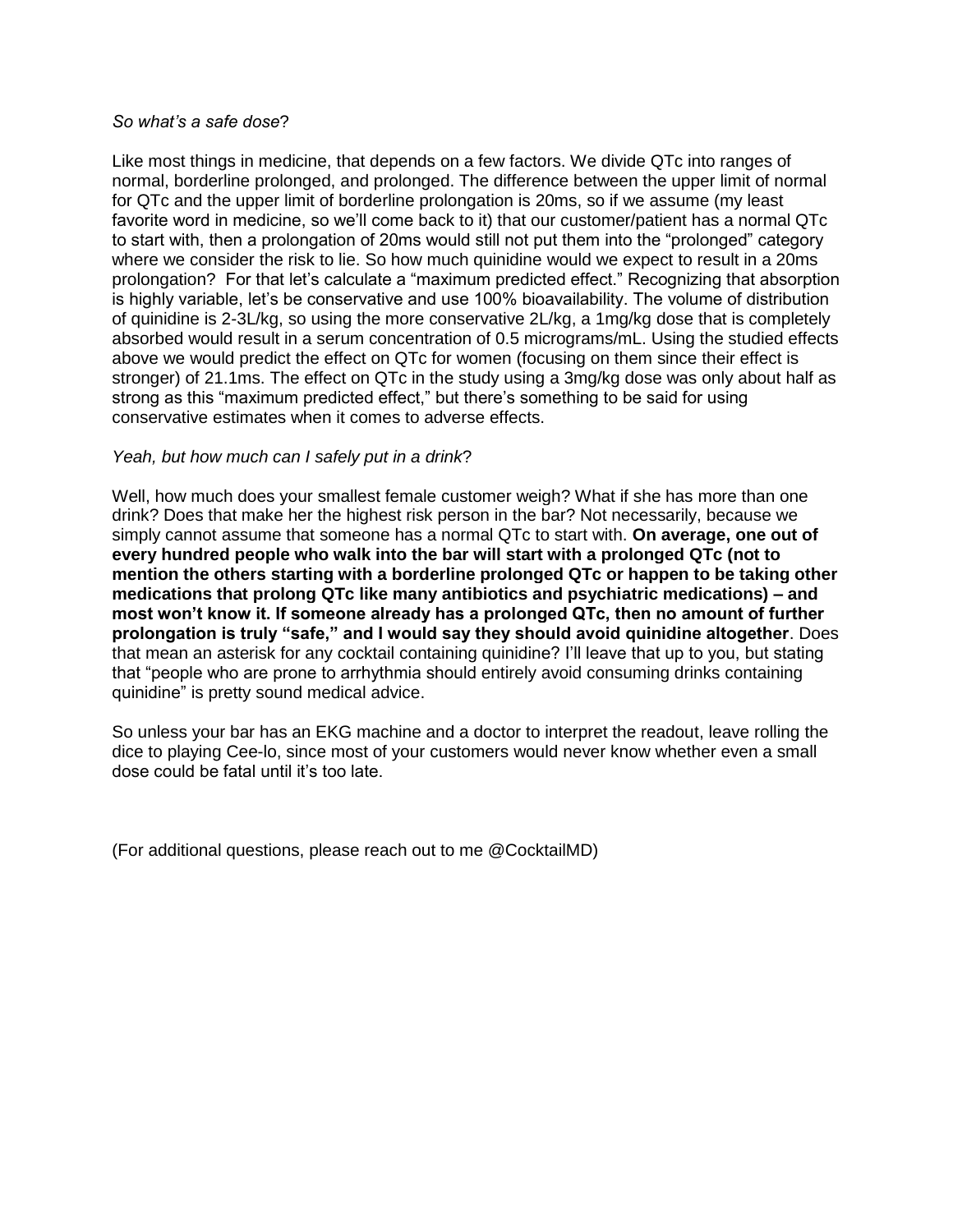*So what's a safe dose*?

Like most things in medicine, that depends on a few factors. We divide QTc into ranges of normal, borderline prolonged, and prolonged. The difference between the upper limit of normal for QTc and the upper limit of borderline prolongation is 20ms, so if we assume (my least favorite word in medicine, so we'll come back to it) that our customer/patient has a normal QTc to start with, then a prolongation of 20ms would still not put them into the "prolonged" category where we consider the risk to lie. So how much quinidine would we expect to result in a 20ms prolongation? For that let's calculate a "maximum predicted effect." Recognizing that absorption is highly variable, let's be conservative and use 100% bioavailability. The volume of distribution of quinidine is 2-3L/kg, so using the more conservative 2L/kg, a 1mg/kg dose that is completely absorbed would result in a serum concentration of 0.5 micrograms/mL. Using the studied effects above we would predict the effect on QTc for women (focusing on them since their effect is stronger) of 21.1ms. The effect on QTc in the study using a 3mg/kg dose was only about half as strong as this "maximum predicted effect," but there's something to be said for using conservative estimates when it comes to adverse effects.

*Yeah, but how much can I safely put in a drink*?

Well, how much does your smallest female customer weigh? What if she has more than one drink? Does that make her the highest risk person in the bar? Not necessarily, because we simply cannot assume that someone has a normal QTc to start with. **On average, one out of every hundred people who walk into the bar will start with a prolonged QTc (not to mention the others starting with a borderline prolonged QTc or happen to be taking other medications that prolong QTc like many antibiotics and psychiatric medications) – and most won't know it. If someone already has a prolonged QTc, then no amount of further prolongation is truly "safe," and I would say they should avoid quinidine altogether**. Does that mean an asterisk for any cocktail containing quinidine? I'll leave that up to you, but stating that "people who are prone to arrhythmia should entirely avoid consuming drinks containing quinidine" is pretty sound medical advice.

So unless your bar has an EKG machine and a doctor to interpret the readout, leave rolling the dice to playing Cee-lo, since most of your customers would never know whether even a small dose could be fatal until it's too late.

(For additional questions, please reach out to me @CocktailMD)